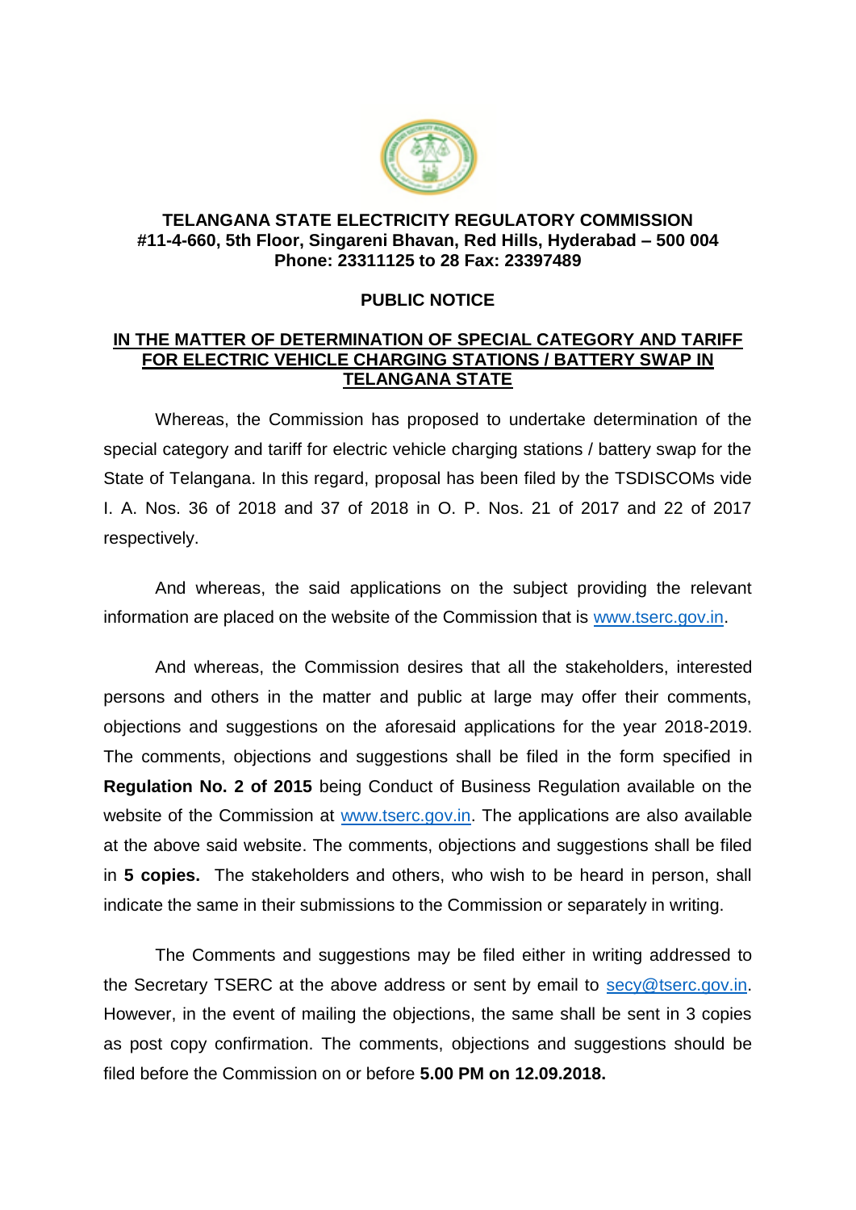**TELANGANA STATE ELECTRICITY REGULATORY COMMISSION**
**#11-4-660, 5th Floor, Singareni Bhavan, Red Hills, Hyderabad – 500 004**
**Phone: 23311125 to 28 Fax: 23397489**

## PUBLIC NOTICE

**IN THE MATTER OF DETERMINATION OF SPECIAL CATEGORY AND TARIFF FOR ELECTRIC VEHICLE CHARGING STATIONS / BATTERY SWAP IN TELANGANA STATE**

Whereas, the Commission has proposed to undertake determination of the special category and tariff for electric vehicle charging stations / battery swap for the State of Telangana. In this regard, proposal has been filed by the TSDISCOMs vide I. A. Nos. 36 of 2018 and 37 of 2018 in O. P. Nos. 21 of 2017 and 22 of 2017 respectively.

And whereas, the said applications on the subject providing the relevant information are placed on the website of the Commission that is www.tserc.gov.in.

And whereas, the Commission desires that all the stakeholders, interested persons and others in the matter and public at large may offer their comments, objections and suggestions on the aforesaid applications for the year 2018-2019. The comments, objections and suggestions shall be filed in the form specified in **Regulation No. 2 of 2015** being Conduct of Business Regulation available on the website of the Commission at www.tserc.gov.in. The applications are also available at the above said website. The comments, objections and suggestions shall be filed in **5 copies.** The stakeholders and others, who wish to be heard in person, shall indicate the same in their submissions to the Commission or separately in writing.

The Comments and suggestions may be filed either in writing addressed to the Secretary TSERC at the above address or sent by email to secy@tserc.gov.in. However, in the event of mailing the objections, the same shall be sent in 3 copies as post copy confirmation. The comments, objections and suggestions should be filed before the Commission on or before **5.00 PM on 12.09.2018.**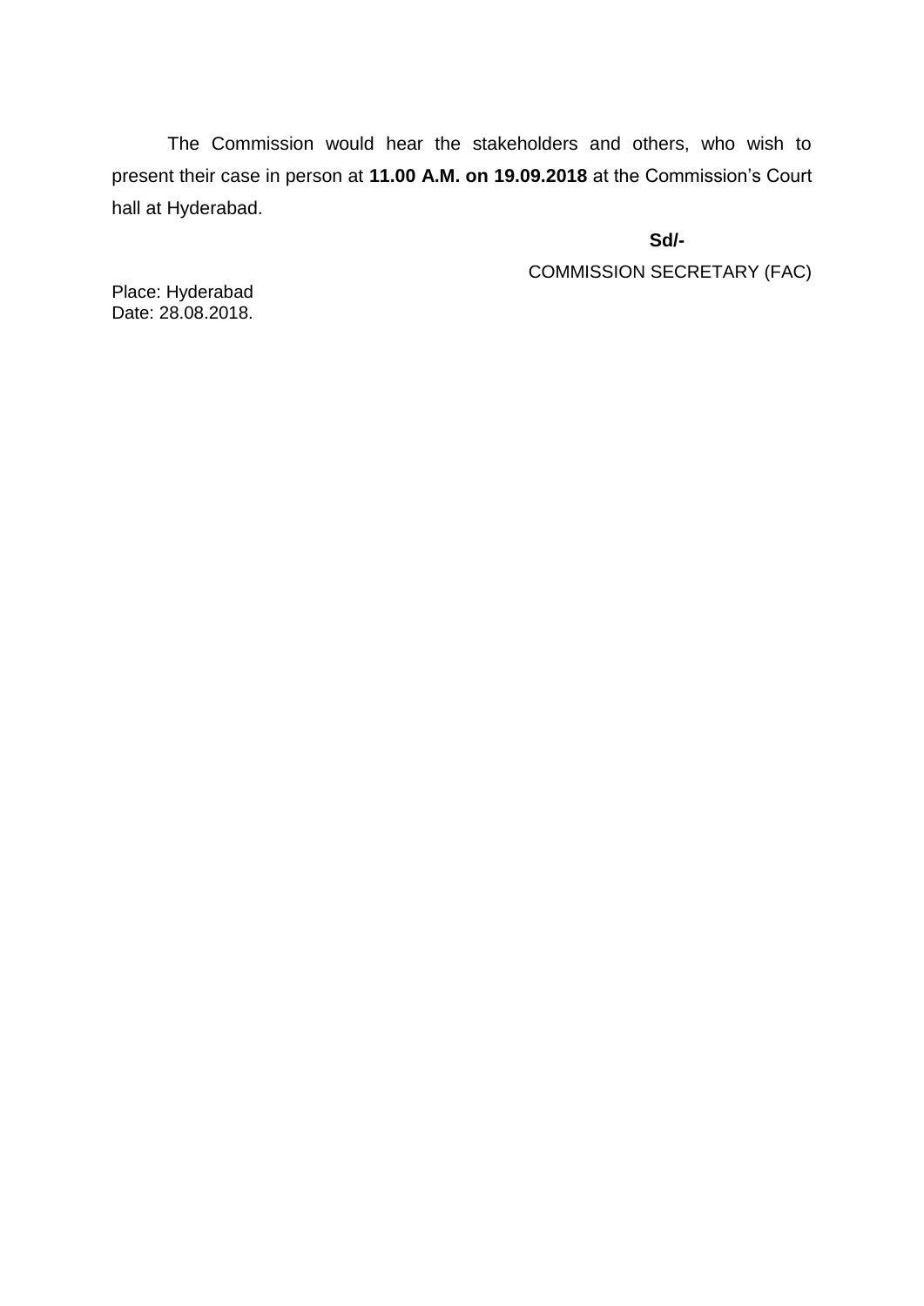The Commission would hear the stakeholders and others, who wish to present their case in person at **11.00 A.M. on 19.09.2018** at the Commission's Court hall at Hyderabad.

**Sd/-**

COMMISSION SECRETARY (FAC)

Place: Hyderabad
Date: 28.08.2018.